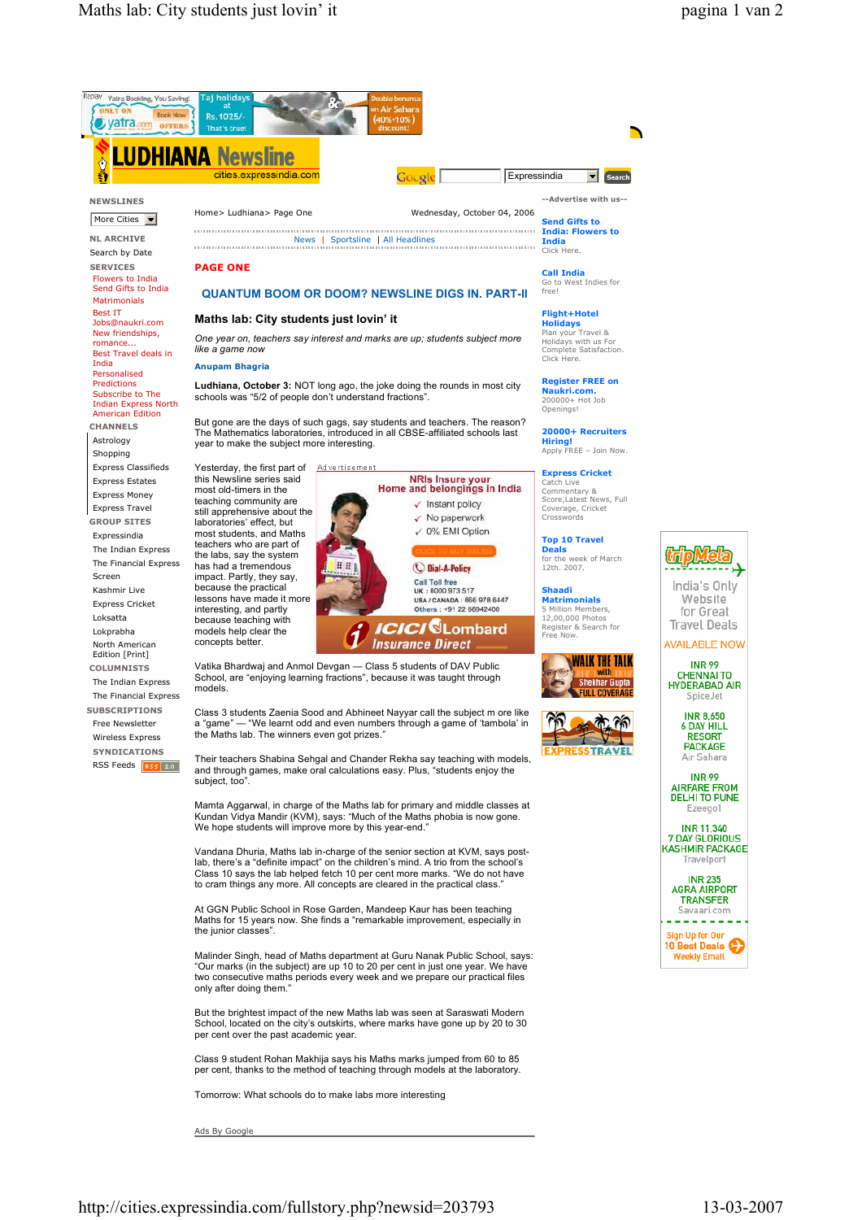Home> Ludhiana> Page One

Wednesday, October 04, 2006

## PAGE ONE

## QUANTUM BOOM OR DOOM? NEWSLINE DIGS IN. PART-II

# Maths lab: City students just lovin' it

*One year on, teachers say interest and marks are up; students subject more like a game now*

**Anupam Bhagria**

**Ludhiana, October 3:** NOT long ago, the joke doing the rounds in most city schools was "5/2 of people don't understand fractions".

But gone are the days of such gags, say students and teachers. The reason? The Mathematics laboratories, introduced in all CBSE-affiliated schools last year to make the subject more interesting.

Yesterday, the first part of this Newsline series said most old-timers in the teaching community are still apprehensive about the laboratories' effect, but most students, and Maths teachers who are part of the system has had a tremendous impact. Partly, they say, because the practical lessons have made it more interesting, and partly because teaching with models help clear the concepts better.

Vatika Bhardwaj and Anmol Devgan — Class 5 students of DAV Public School, are "enjoying learning fractions", because it was taught through models.

Class 3 students Zaenia Sood and Abhineet Nayyar call the subject m ore like a "game" — "We learnt odd and even numbers through a game of 'tambola' in the Maths lab. The winners even got prizes."

Their teachers Shabina Sehgal and Chander Rekha say teaching with models, and through games, make oral calculations easy. Plus, "students enjoy the subject, too".

Mamta Aggarwal, in charge of the Maths lab for primary and middle classes at Kundan Vidya Mandir (KVM), says: "Much of the Maths phobia is now gone. We hope students will improve more by this year-end."

Vandana Dhuria, Maths lab in-charge of the senior section at KVM, says post-lab, there's a "definite impact" on the children's mind. A trio from the school's Class 10 says the lab helped fetch 10 per cent more marks. "We do not have to cram things any more. All concepts are cleared in the practical class."

At GGN Public School in Rose Garden, Mandeep Kaur has been teaching Maths for 15 years now. She finds a "remarkable improvement, especially in the junior classes".

Malinder Singh, head of Maths department at Guru Nanak Public School, says: "Our marks (in the subject) are up 10 to 20 per cent in just one year. We have two consecutive maths periods every week and we prepare our practical files only after doing them."

But the brightest impact of the new Maths lab was seen at Saraswati Modern School, located on the city's outskirts, where marks have gone up by 20 to 30 per cent over the past academic year.

Class 9 student Rohan Makhija says his Maths marks jumped from 60 to 85 per cent, thanks to the method of teaching through models at the laboratory.

Tomorrow: What schools do to make labs more interesting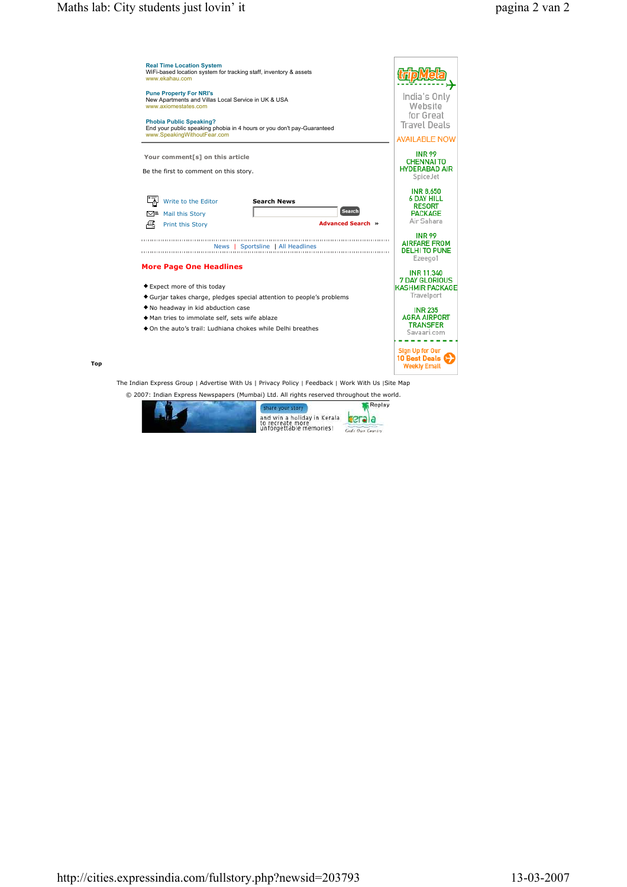**Real Time Location System**
WiFi-based location system for tracking staff, inventory & assets
www.ekahau.com

**Pune Property For NRI's**
New Apartments and Villas Local Service in UK & USA
www.axiomestates.com

**Phobia Public Speaking?**
End your public speaking phobia in 4 hours or you don't pay-Guaranteed
www.SpeakingWithoutFear.com

tripMela
India's Only Website for Great Travel Deals
AVAILABLE NOW

INR 99
CHENNAI TO HYDERABAD AIR
SpiceJet

INR 8,650
6 DAY HILL RESORT PACKAGE
Air Sahara

INR 99
AIRFARE FROM DELHI TO PUNE
Ezeegol

INR 11,340
7 DAY GLORIOUS KASHMIR PACKAGE
Travelport

INR 235
AGRA AIRPORT TRANSFER
Savaari.com

Sign Up for Our 10 Best Deals Weekly Email

**Your comment[s] on this article**

Be the first to comment on this story.

Write to the Editor
Mail this Story
Print this Story

**Search News**

Search

**Advanced Search** »

News | Sportsline | All Headlines

## More Page One Headlines

- Expect more of this today
- Gurjar takes charge, pledges special attention to people's problems
- No headway in kid abduction case
- Man tries to immolate self, sets wife ablaze
- On the auto's trail: Ludhiana chokes while Delhi breathes

**Top**

The Indian Express Group | Advertise With Us | Privacy Policy | Feedback | Work With Us |Site Map

© 2007: Indian Express Newspapers (Mumbai) Ltd. All rights reserved throughout the world.

share your story
and win a holiday in Kerala to recreate more unforgettable memories!
Replay
kerala
God's Own Country